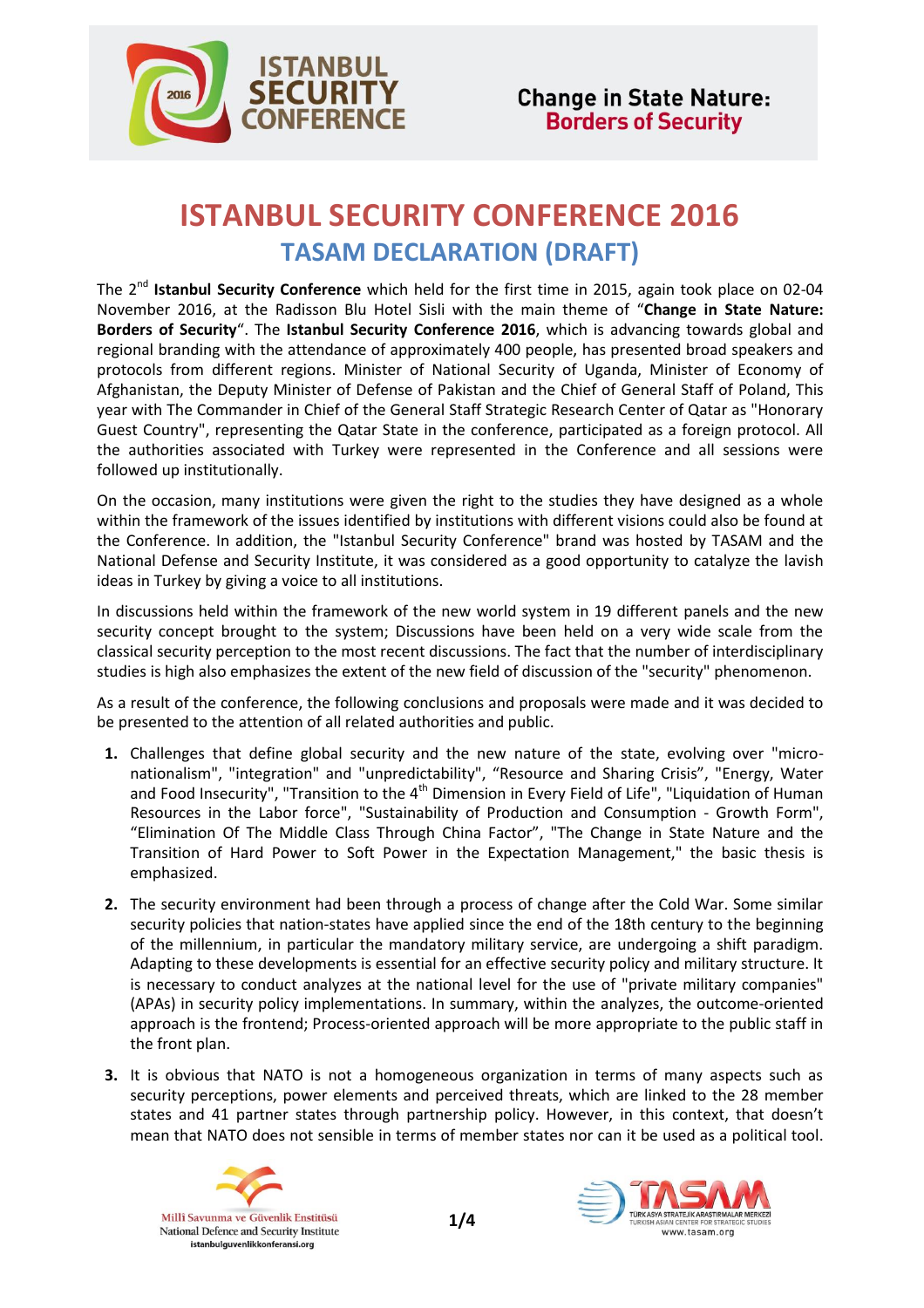# ISTANBUL SECURITY CONFERENCE 2016

## TASAM DECLARATION (DRAFT)

The 2nd **Istanbul Security Conference** which held for the first time in 2015, again took place on 02-04 November 2016, at the Radisson Blu Hotel Sisli with the main theme of "**Change in State Nature: Borders of Security**". The **Istanbul Security Conference 2016**, which is advancing towards global and regional branding with the attendance of approximately 400 people, has presented broad speakers and protocols from different regions. Minister of National Security of Uganda, Minister of Economy of Afghanistan, the Deputy Minister of Defense of Pakistan and the Chief of General Staff of Poland, This year with The Commander in Chief of the General Staff Strategic Research Center of Qatar as "Honorary Guest Country", representing the Qatar State in the conference, participated as a foreign protocol. All the authorities associated with Turkey were represented in the Conference and all sessions were followed up institutionally.

On the occasion, many institutions were given the right to the studies they have designed as a whole within the framework of the issues identified by institutions with different visions could also be found at the Conference. In addition, the "Istanbul Security Conference" brand was hosted by TASAM and the National Defense and Security Institute, it was considered as a good opportunity to catalyze the lavish ideas in Turkey by giving a voice to all institutions.

In discussions held within the framework of the new world system in 19 different panels and the new security concept brought to the system; Discussions have been held on a very wide scale from the classical security perception to the most recent discussions. The fact that the number of interdisciplinary studies is high also emphasizes the extent of the new field of discussion of the "security" phenomenon.

As a result of the conference, the following conclusions and proposals were made and it was decided to be presented to the attention of all related authorities and public.

1. Challenges that define global security and the new nature of the state, evolving over "micro-nationalism", "integration" and "unpredictability", "Resource and Sharing Crisis", "Energy, Water and Food Insecurity", "Transition to the 4th Dimension in Every Field of Life", "Liquidation of Human Resources in the Labor force", "Sustainability of Production and Consumption - Growth Form", "Elimination Of The Middle Class Through China Factor", "The Change in State Nature and the Transition of Hard Power to Soft Power in the Expectation Management," the basic thesis is emphasized.

2. The security environment had been through a process of change after the Cold War. Some similar security policies that nation-states have applied since the end of the 18th century to the beginning of the millennium, in particular the mandatory military service, are undergoing a shift paradigm. Adapting to these developments is essential for an effective security policy and military structure. It is necessary to conduct analyzes at the national level for the use of "private military companies" (APAs) in security policy implementations. In summary, within the analyzes, the outcome-oriented approach is the frontend; Process-oriented approach will be more appropriate to the public staff in the front plan.

3. It is obvious that NATO is not a homogeneous organization in terms of many aspects such as security perceptions, power elements and perceived threats, which are linked to the 28 member states and 41 partner states through partnership policy. However, in this context, that doesn't mean that NATO does not sensible in terms of member states nor can it be used as a political tool.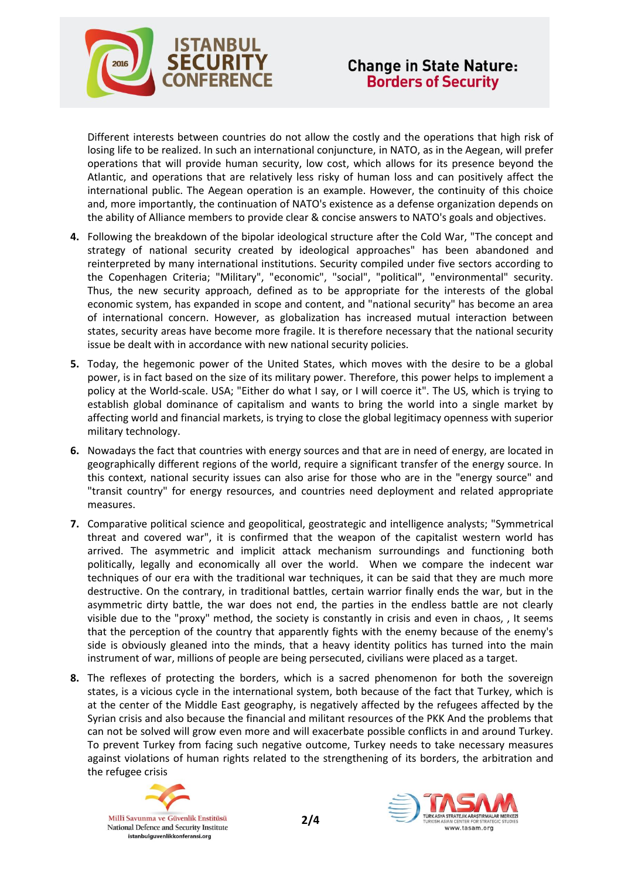Different interests between countries do not allow the costly and the operations that high risk of losing life to be realized. In such an international conjuncture, in NATO, as in the Aegean, will prefer operations that will provide human security, low cost, which allows for its presence beyond the Atlantic, and operations that are relatively less risky of human loss and can positively affect the international public. The Aegean operation is an example. However, the continuity of this choice and, more importantly, the continuation of NATO's existence as a defense organization depends on the ability of Alliance members to provide clear & concise answers to NATO's goals and objectives.

4. Following the breakdown of the bipolar ideological structure after the Cold War, "The concept and strategy of national security created by ideological approaches" has been abandoned and reinterpreted by many international institutions. Security compiled under five sectors according to the Copenhagen Criteria; "Military", "economic", "social", "political", "environmental" security. Thus, the new security approach, defined as to be appropriate for the interests of the global economic system, has expanded in scope and content, and "national security" has become an area of international concern. However, as globalization has increased mutual interaction between states, security areas have become more fragile. It is therefore necessary that the national security issue be dealt with in accordance with new national security policies.

5. Today, the hegemonic power of the United States, which moves with the desire to be a global power, is in fact based on the size of its military power. Therefore, this power helps to implement a policy at the World-scale. USA; "Either do what I say, or I will coerce it". The US, which is trying to establish global dominance of capitalism and wants to bring the world into a single market by affecting world and financial markets, is trying to close the global legitimacy openness with superior military technology.

6. Nowadays the fact that countries with energy sources and that are in need of energy, are located in geographically different regions of the world, require a significant transfer of the energy source. In this context, national security issues can also arise for those who are in the "energy source" and "transit country" for energy resources, and countries need deployment and related appropriate measures.

7. Comparative political science and geopolitical, geostrategic and intelligence analysts; "Symmetrical threat and covered war", it is confirmed that the weapon of the capitalist western world has arrived. The asymmetric and implicit attack mechanism surroundings and functioning both politically, legally and economically all over the world. When we compare the indecent war techniques of our era with the traditional war techniques, it can be said that they are much more destructive. On the contrary, in traditional battles, certain warrior finally ends the war, but in the asymmetric dirty battle, the war does not end, the parties in the endless battle are not clearly visible due to the "proxy" method, the society is constantly in crisis and even in chaos, , It seems that the perception of the country that apparently fights with the enemy because of the enemy's side is obviously gleaned into the minds, that a heavy identity politics has turned into the main instrument of war, millions of people are being persecuted, civilians were placed as a target.

8. The reflexes of protecting the borders, which is a sacred phenomenon for both the sovereign states, is a vicious cycle in the international system, both because of the fact that Turkey, which is at the center of the Middle East geography, is negatively affected by the refugees affected by the Syrian crisis and also because the financial and militant resources of the PKK And the problems that can not be solved will grow even more and will exacerbate possible conflicts in and around Turkey. To prevent Turkey from facing such negative outcome, Turkey needs to take necessary measures against violations of human rights related to the strengthening of its borders, the arbitration and the refugee crisis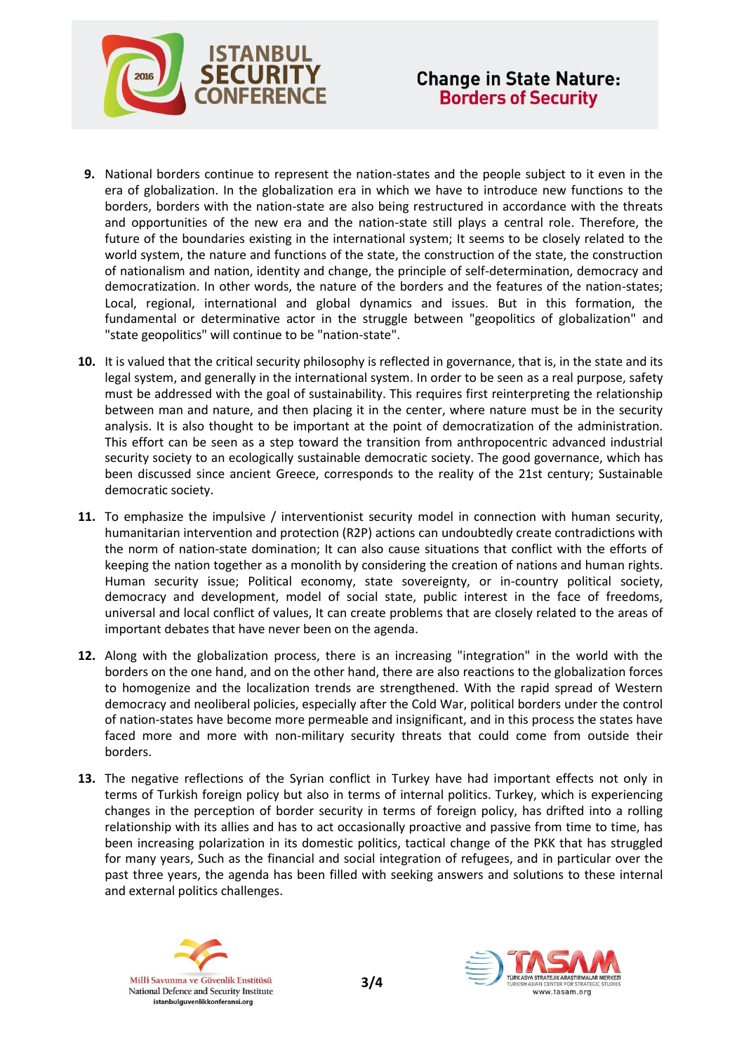9. National borders continue to represent the nation-states and the people subject to it even in the era of globalization. In the globalization era in which we have to introduce new functions to the borders, borders with the nation-state are also being restructured in accordance with the threats and opportunities of the new era and the nation-state still plays a central role. Therefore, the future of the boundaries existing in the international system; It seems to be closely related to the world system, the nature and functions of the state, the construction of the state, the construction of nationalism and nation, identity and change, the principle of self-determination, democracy and democratization. In other words, the nature of the borders and the features of the nation-states; Local, regional, international and global dynamics and issues. But in this formation, the fundamental or determinative actor in the struggle between "geopolitics of globalization" and "state geopolitics" will continue to be "nation-state".

10. It is valued that the critical security philosophy is reflected in governance, that is, in the state and its legal system, and generally in the international system. In order to be seen as a real purpose, safety must be addressed with the goal of sustainability. This requires first reinterpreting the relationship between man and nature, and then placing it in the center, where nature must be in the security analysis. It is also thought to be important at the point of democratization of the administration. This effort can be seen as a step toward the transition from anthropocentric advanced industrial security society to an ecologically sustainable democratic society. The good governance, which has been discussed since ancient Greece, corresponds to the reality of the 21st century; Sustainable democratic society.

11. To emphasize the impulsive / interventionist security model in connection with human security, humanitarian intervention and protection (R2P) actions can undoubtedly create contradictions with the norm of nation-state domination; It can also cause situations that conflict with the efforts of keeping the nation together as a monolith by considering the creation of nations and human rights. Human security issue; Political economy, state sovereignty, or in-country political society, democracy and development, model of social state, public interest in the face of freedoms, universal and local conflict of values, It can create problems that are closely related to the areas of important debates that have never been on the agenda.

12. Along with the globalization process, there is an increasing "integration" in the world with the borders on the one hand, and on the other hand, there are also reactions to the globalization forces to homogenize and the localization trends are strengthened. With the rapid spread of Western democracy and neoliberal policies, especially after the Cold War, political borders under the control of nation-states have become more permeable and insignificant, and in this process the states have faced more and more with non-military security threats that could come from outside their borders.

13. The negative reflections of the Syrian conflict in Turkey have had important effects not only in terms of Turkish foreign policy but also in terms of internal politics. Turkey, which is experiencing changes in the perception of border security in terms of foreign policy, has drifted into a rolling relationship with its allies and has to act occasionally proactive and passive from time to time, has been increasing polarization in its domestic politics, tactical change of the PKK that has struggled for many years, Such as the financial and social integration of refugees, and in particular over the past three years, the agenda has been filled with seeking answers and solutions to these internal and external politics challenges.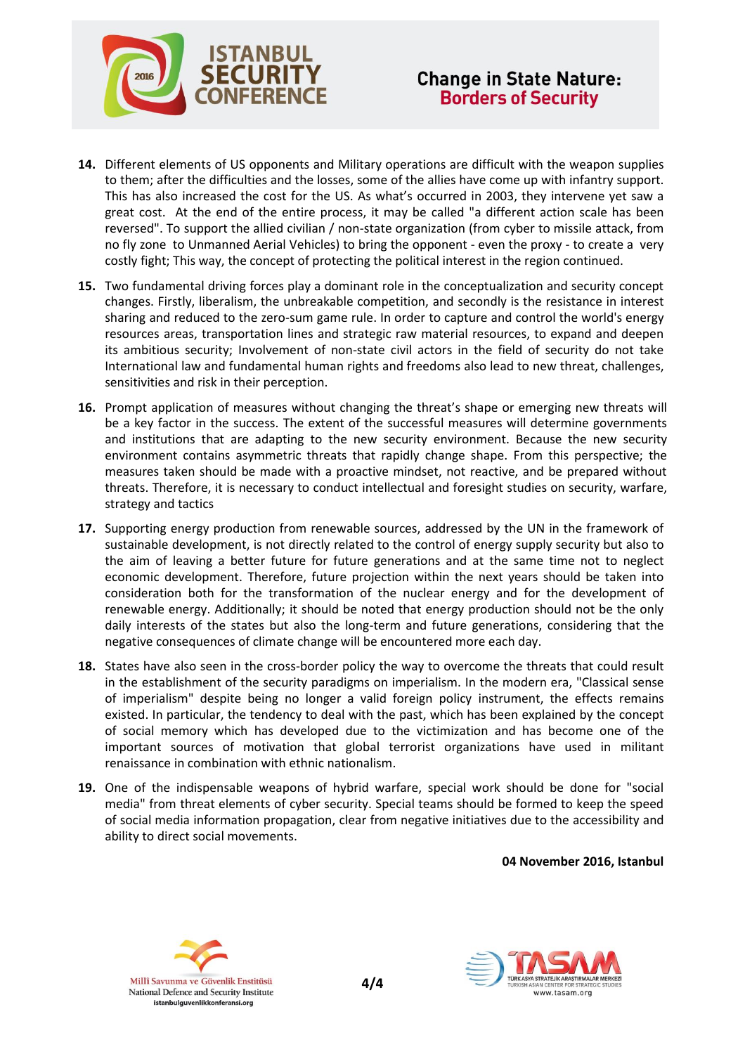14. Different elements of US opponents and Military operations are difficult with the weapon supplies to them; after the difficulties and the losses, some of the allies have come up with infantry support. This has also increased the cost for the US. As what's occurred in 2003, they intervene yet saw a great cost. At the end of the entire process, it may be called "a different action scale has been reversed". To support the allied civilian / non-state organization (from cyber to missile attack, from no fly zone to Unmanned Aerial Vehicles) to bring the opponent - even the proxy - to create a very costly fight; This way, the concept of protecting the political interest in the region continued.

15. Two fundamental driving forces play a dominant role in the conceptualization and security concept changes. Firstly, liberalism, the unbreakable competition, and secondly is the resistance in interest sharing and reduced to the zero-sum game rule. In order to capture and control the world's energy resources areas, transportation lines and strategic raw material resources, to expand and deepen its ambitious security; Involvement of non-state civil actors in the field of security do not take International law and fundamental human rights and freedoms also lead to new threat, challenges, sensitivities and risk in their perception.

16. Prompt application of measures without changing the threat's shape or emerging new threats will be a key factor in the success. The extent of the successful measures will determine governments and institutions that are adapting to the new security environment. Because the new security environment contains asymmetric threats that rapidly change shape. From this perspective; the measures taken should be made with a proactive mindset, not reactive, and be prepared without threats. Therefore, it is necessary to conduct intellectual and foresight studies on security, warfare, strategy and tactics

17. Supporting energy production from renewable sources, addressed by the UN in the framework of sustainable development, is not directly related to the control of energy supply security but also to the aim of leaving a better future for future generations and at the same time not to neglect economic development. Therefore, future projection within the next years should be taken into consideration both for the transformation of the nuclear energy and for the development of renewable energy. Additionally; it should be noted that energy production should not be the only daily interests of the states but also the long-term and future generations, considering that the negative consequences of climate change will be encountered more each day.

18. States have also seen in the cross-border policy the way to overcome the threats that could result in the establishment of the security paradigms on imperialism. In the modern era, "Classical sense of imperialism" despite being no longer a valid foreign policy instrument, the effects remains existed. In particular, the tendency to deal with the past, which has been explained by the concept of social memory which has developed due to the victimization and has become one of the important sources of motivation that global terrorist organizations have used in militant renaissance in combination with ethnic nationalism.

19. One of the indispensable weapons of hybrid warfare, special work should be done for "social media" from threat elements of cyber security. Special teams should be formed to keep the speed of social media information propagation, clear from negative initiatives due to the accessibility and ability to direct social movements.

**04 November 2016, Istanbul**